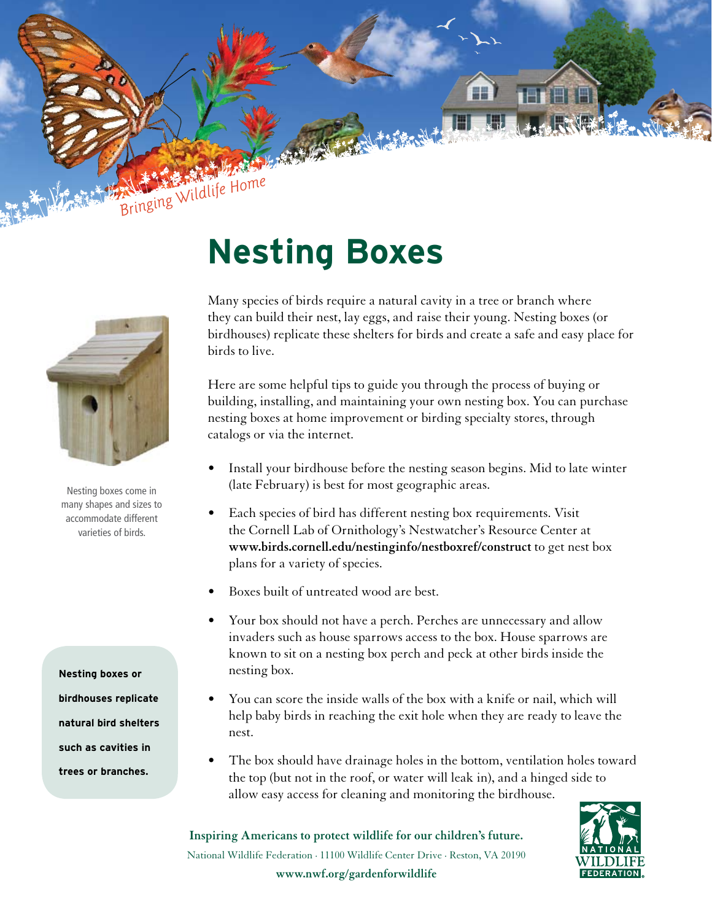Bringing Wildlife Home

# Nesting Boxes

Nesting boxes come in many shapes and sizes to accommodate different varieties of birds.

Many species of birds require a natural cavity in a tree or branch where they can build their nest, lay eggs, and raise their young. Nesting boxes (or birdhouses) replicate these shelters for birds and create a safe and easy place for birds to live.

Here are some helpful tips to guide you through the process of buying or building, installing, and maintaining your own nesting box. You can purchase nesting boxes at home improvement or birding specialty stores, through catalogs or via the internet.

**Nesting boxes or birdhouses replicate natural bird shelters such as cavities in trees or branches.**

- Install your birdhouse before the nesting season begins. Mid to late winter (late February) is best for most geographic areas.
- Each species of bird has different nesting box requirements. Visit the Cornell Lab of Ornithology's Nestwatcher's Resource Center at **www.birds.cornell.edu/nestinginfo/nestboxref/construct** to get nest box plans for a variety of species.
- Boxes built of untreated wood are best.
- Your box should not have a perch. Perches are unnecessary and allow invaders such as house sparrows access to the box. House sparrows are known to sit on a nesting box perch and peck at other birds inside the nesting box.
- You can score the inside walls of the box with a knife or nail, which will help baby birds in reaching the exit hole when they are ready to leave the nest.
- The box should have drainage holes in the bottom, ventilation holes toward the top (but not in the roof, or water will leak in), and a hinged side to allow easy access for cleaning and monitoring the birdhouse.

**Inspiring Americans to protect wildlife for our children's future.**

National Wildlife Federation · 11100 Wildlife Center Drive · Reston, VA 20190

**www.nwf.org/gardenforwildlife**

NATIONAL WILDLIFE FEDERATION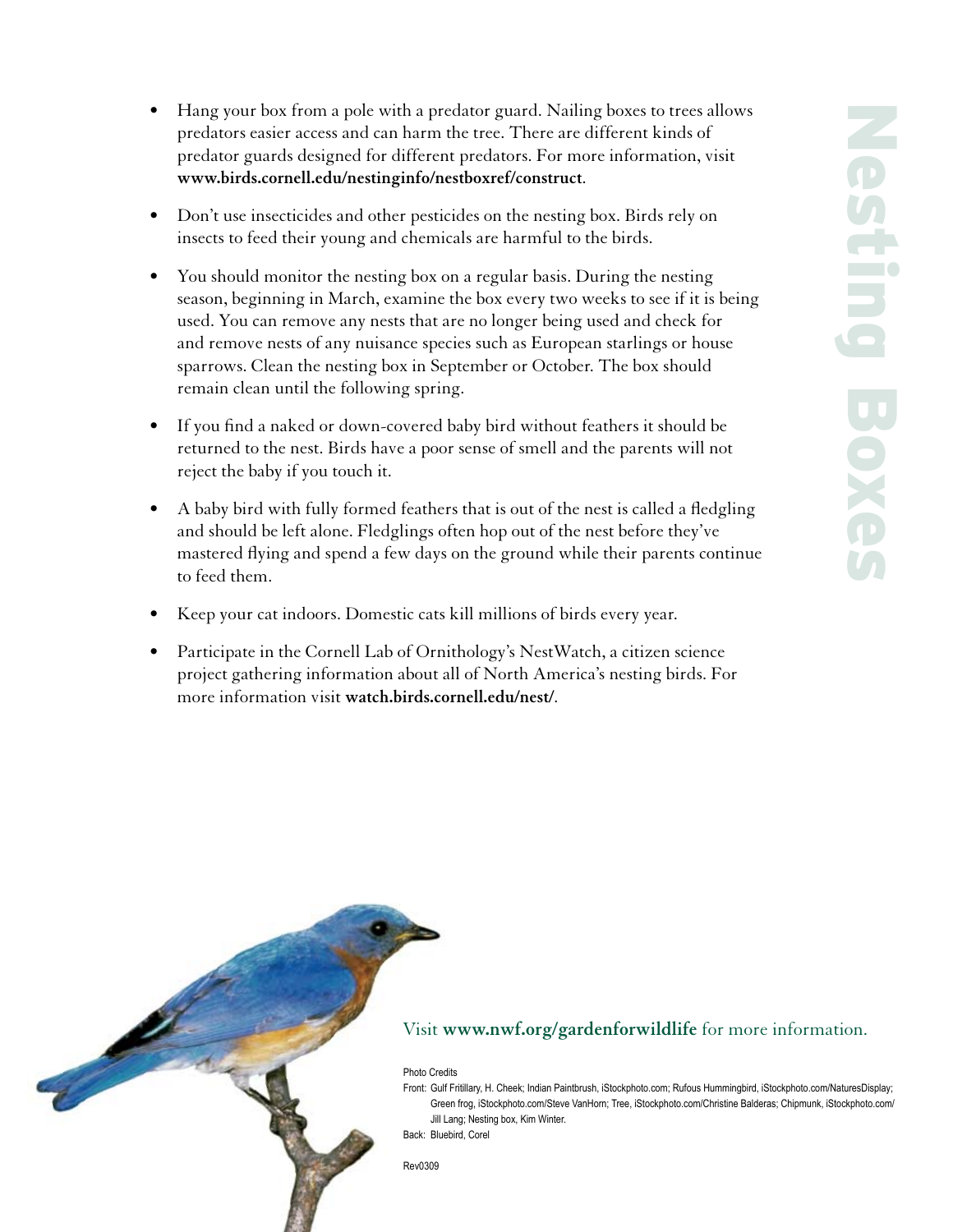# Nesting Boxes

- Hang your box from a pole with a predator guard. Nailing boxes to trees allows predators easier access and can harm the tree. There are different kinds of predator guards designed for different predators. For more information, visit **www.birds.cornell.edu/nestinginfo/nestboxref/construct**.
- Don't use insecticides and other pesticides on the nesting box. Birds rely on insects to feed their young and chemicals are harmful to the birds.
- You should monitor the nesting box on a regular basis. During the nesting season, beginning in March, examine the box every two weeks to see if it is being used. You can remove any nests that are no longer being used and check for and remove nests of any nuisance species such as European starlings or house sparrows. Clean the nesting box in September or October. The box should remain clean until the following spring.
- If you find a naked or down-covered baby bird without feathers it should be returned to the nest. Birds have a poor sense of smell and the parents will not reject the baby if you touch it.
- A baby bird with fully formed feathers that is out of the nest is called a fledgling and should be left alone. Fledglings often hop out of the nest before they've mastered flying and spend a few days on the ground while their parents continue to feed them.
- Keep your cat indoors. Domestic cats kill millions of birds every year.
- Participate in the Cornell Lab of Ornithology's NestWatch, a citizen science project gathering information about all of North America's nesting birds. For more information visit **watch.birds.cornell.edu/nest/**.

Visit **www.nwf.org/gardenforwildlife** for more information.

Photo Credits

Front: Gulf Fritillary, H. Cheek; Indian Paintbrush, iStockphoto.com; Rufous Hummingbird, iStockphoto.com/NaturesDisplay; Green frog, iStockphoto.com/Steve VanHorn; Tree, iStockphoto.com/Christine Balderas; Chipmunk, iStockphoto.com/Jill Lang; Nesting box, Kim Winter.

Back: Bluebird, Corel

Rev0309